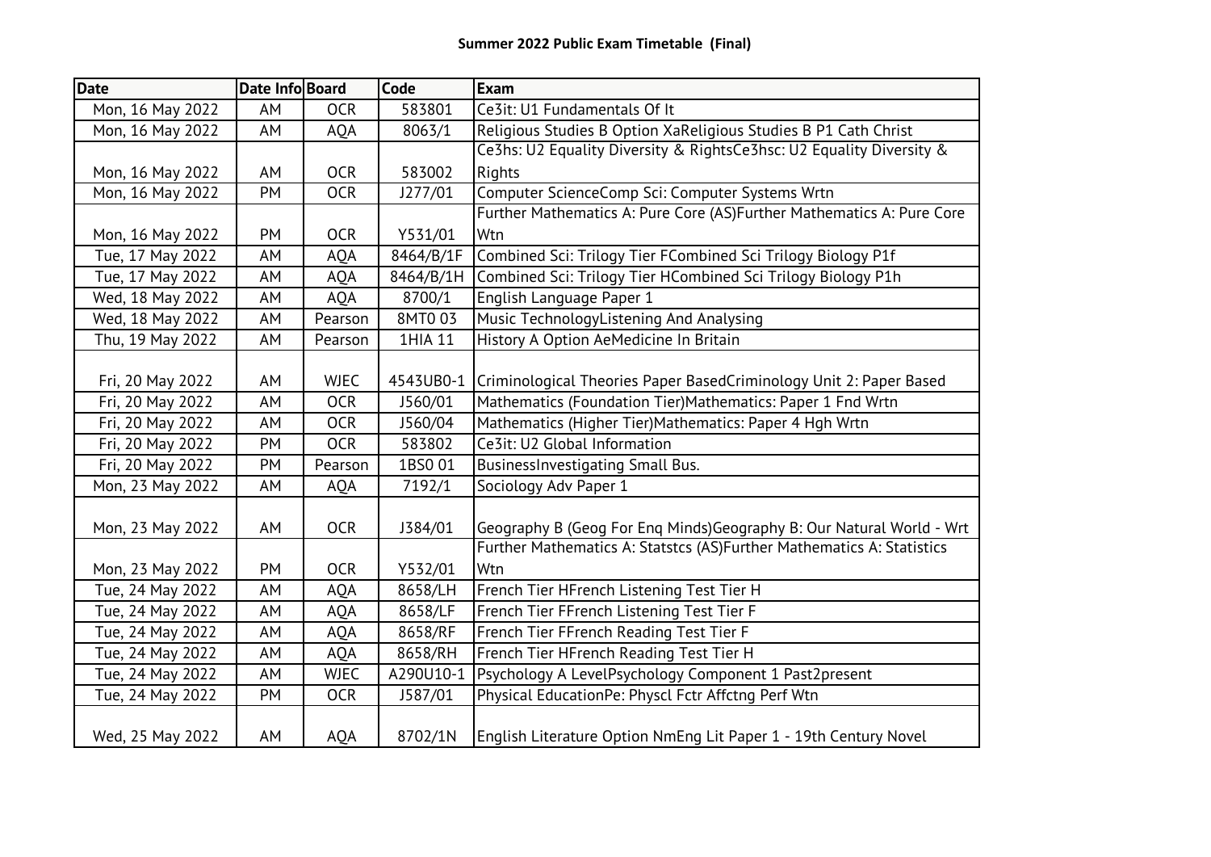**Summer 2022 Public Exam Timetable (Final)**

| Date | Date Info | Board | Code | Exam |
|---|---|---|---|---|
| Mon, 16 May 2022 | AM | OCR | 583801 | Ce3it: U1 Fundamentals Of It |
| Mon, 16 May 2022 | AM | AQA | 8063/1 | Religious Studies B Option XaReligious Studies B P1 Cath Christ |
| Mon, 16 May 2022 | AM | OCR | 583002 | Ce3hs: U2 Equality Diversity & RightsCe3hsc: U2 Equality Diversity & Rights |
| Mon, 16 May 2022 | PM | OCR | J277/01 | Computer ScienceComp Sci: Computer Systems Wrtn |
| Mon, 16 May 2022 | PM | OCR | Y531/01 | Further Mathematics A: Pure Core (AS)Further Mathematics A: Pure Core Wtn |
| Tue, 17 May 2022 | AM | AQA | 8464/B/1F | Combined Sci: Trilogy Tier FCombined Sci Trilogy Biology P1f |
| Tue, 17 May 2022 | AM | AQA | 8464/B/1H | Combined Sci: Trilogy Tier HCombined Sci Trilogy Biology P1h |
| Wed, 18 May 2022 | AM | AQA | 8700/1 | English Language Paper 1 |
| Wed, 18 May 2022 | AM | Pearson | 8MT0 03 | Music TechnologyListening And Analysing |
| Thu, 19 May 2022 | AM | Pearson | 1HIA 11 | History A Option AeMedicine In Britain |
| Fri, 20 May 2022 | AM | WJEC | 4543UB0-1 | Criminological Theories Paper BasedCriminology Unit 2: Paper Based |
| Fri, 20 May 2022 | AM | OCR | J560/01 | Mathematics (Foundation Tier)Mathematics: Paper 1 Fnd Wrtn |
| Fri, 20 May 2022 | AM | OCR | J560/04 | Mathematics (Higher Tier)Mathematics: Paper 4 Hgh Wrtn |
| Fri, 20 May 2022 | PM | OCR | 583802 | Ce3it: U2 Global Information |
| Fri, 20 May 2022 | PM | Pearson | 1BS0 01 | BusinessInvestigating Small Bus. |
| Mon, 23 May 2022 | AM | AQA | 7192/1 | Sociology Adv Paper 1 |
| Mon, 23 May 2022 | AM | OCR | J384/01 | Geography B (Geog For Enq Minds)Geography B: Our Natural World - Wrt |
| Mon, 23 May 2022 | PM | OCR | Y532/01 | Further Mathematics A: Statstcs (AS)Further Mathematics A: Statistics Wtn |
| Tue, 24 May 2022 | AM | AQA | 8658/LH | French Tier HFrench Listening Test Tier H |
| Tue, 24 May 2022 | AM | AQA | 8658/LF | French Tier FFrench Listening Test Tier F |
| Tue, 24 May 2022 | AM | AQA | 8658/RF | French Tier FFrench Reading Test Tier F |
| Tue, 24 May 2022 | AM | AQA | 8658/RH | French Tier HFrench Reading Test Tier H |
| Tue, 24 May 2022 | AM | WJEC | A290U10-1 | Psychology A LevelPsychology Component 1 Past2present |
| Tue, 24 May 2022 | PM | OCR | J587/01 | Physical EducationPe: Physcl Fctr Affctng Perf Wtn |
| Wed, 25 May 2022 | AM | AQA | 8702/1N | English Literature Option NmEng Lit Paper 1 - 19th Century Novel |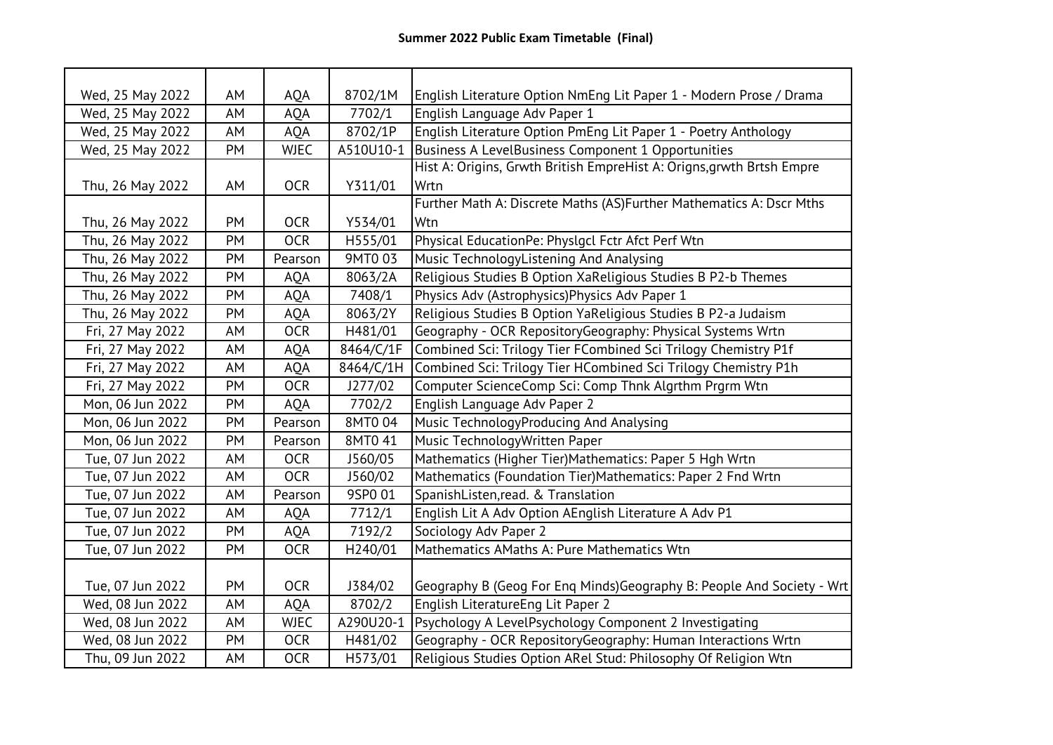**Summer 2022 Public Exam Timetable (Final)**

| | | | | |
|---|---|---|---|---|
| Wed, 25 May 2022 | AM | AQA | 8702/1M | English Literature Option NmEng Lit Paper 1 - Modern Prose / Drama |
| Wed, 25 May 2022 | AM | AQA | 7702/1 | English Language Adv Paper 1 |
| Wed, 25 May 2022 | AM | AQA | 8702/1P | English Literature Option PmEng Lit Paper 1 - Poetry Anthology |
| Wed, 25 May 2022 | PM | WJEC | A510U10-1 | Business A LevelBusiness Component 1 Opportunities |
| Thu, 26 May 2022 | AM | OCR | Y311/01 | Hist A: Origins, Grwth British EmpreHist A: Origns,grwth Brtsh Empre Wrtn |
| Thu, 26 May 2022 | PM | OCR | Y534/01 | Further Math A: Discrete Maths (AS)Further Mathematics A: Dscr Mths Wtn |
| Thu, 26 May 2022 | PM | OCR | H555/01 | Physical EducationPe: Physlgcl Fctr Afct Perf Wtn |
| Thu, 26 May 2022 | PM | Pearson | 9MT0 03 | Music TechnologyListening And Analysing |
| Thu, 26 May 2022 | PM | AQA | 8063/2A | Religious Studies B Option XaReligious Studies B P2-b Themes |
| Thu, 26 May 2022 | PM | AQA | 7408/1 | Physics Adv (Astrophysics)Physics Adv Paper 1 |
| Thu, 26 May 2022 | PM | AQA | 8063/2Y | Religious Studies B Option YaReligious Studies B P2-a Judaism |
| Fri, 27 May 2022 | AM | OCR | H481/01 | Geography - OCR RepositoryGeography: Physical Systems Wrtn |
| Fri, 27 May 2022 | AM | AQA | 8464/C/1F | Combined Sci: Trilogy Tier FCombined Sci Trilogy Chemistry P1f |
| Fri, 27 May 2022 | AM | AQA | 8464/C/1H | Combined Sci: Trilogy Tier HCombined Sci Trilogy Chemistry P1h |
| Fri, 27 May 2022 | PM | OCR | J277/02 | Computer ScienceComp Sci: Comp Thnk Algrthm Prgrm Wtn |
| Mon, 06 Jun 2022 | PM | AQA | 7702/2 | English Language Adv Paper 2 |
| Mon, 06 Jun 2022 | PM | Pearson | 8MT0 04 | Music TechnologyProducing And Analysing |
| Mon, 06 Jun 2022 | PM | Pearson | 8MT0 41 | Music TechnologyWritten Paper |
| Tue, 07 Jun 2022 | AM | OCR | J560/05 | Mathematics (Higher Tier)Mathematics: Paper 5 Hgh Wrtn |
| Tue, 07 Jun 2022 | AM | OCR | J560/02 | Mathematics (Foundation Tier)Mathematics: Paper 2 Fnd Wrtn |
| Tue, 07 Jun 2022 | AM | Pearson | 9SP0 01 | SpanishListen,read. & Translation |
| Tue, 07 Jun 2022 | AM | AQA | 7712/1 | English Lit A Adv Option AEnglish Literature A Adv P1 |
| Tue, 07 Jun 2022 | PM | AQA | 7192/2 | Sociology Adv Paper 2 |
| Tue, 07 Jun 2022 | PM | OCR | H240/01 | Mathematics AMaths A: Pure Mathematics Wtn |
| Tue, 07 Jun 2022 | PM | OCR | J384/02 | Geography B (Geog For Enq Minds)Geography B: People And Society - Wrt |
| Wed, 08 Jun 2022 | AM | AQA | 8702/2 | English LiteratureEng Lit Paper 2 |
| Wed, 08 Jun 2022 | AM | WJEC | A290U20-1 | Psychology A LevelPsychology Component 2 Investigating |
| Wed, 08 Jun 2022 | PM | OCR | H481/02 | Geography - OCR RepositoryGeography: Human Interactions Wrtn |
| Thu, 09 Jun 2022 | AM | OCR | H573/01 | Religious Studies Option ARel Stud: Philosophy Of Religion Wtn |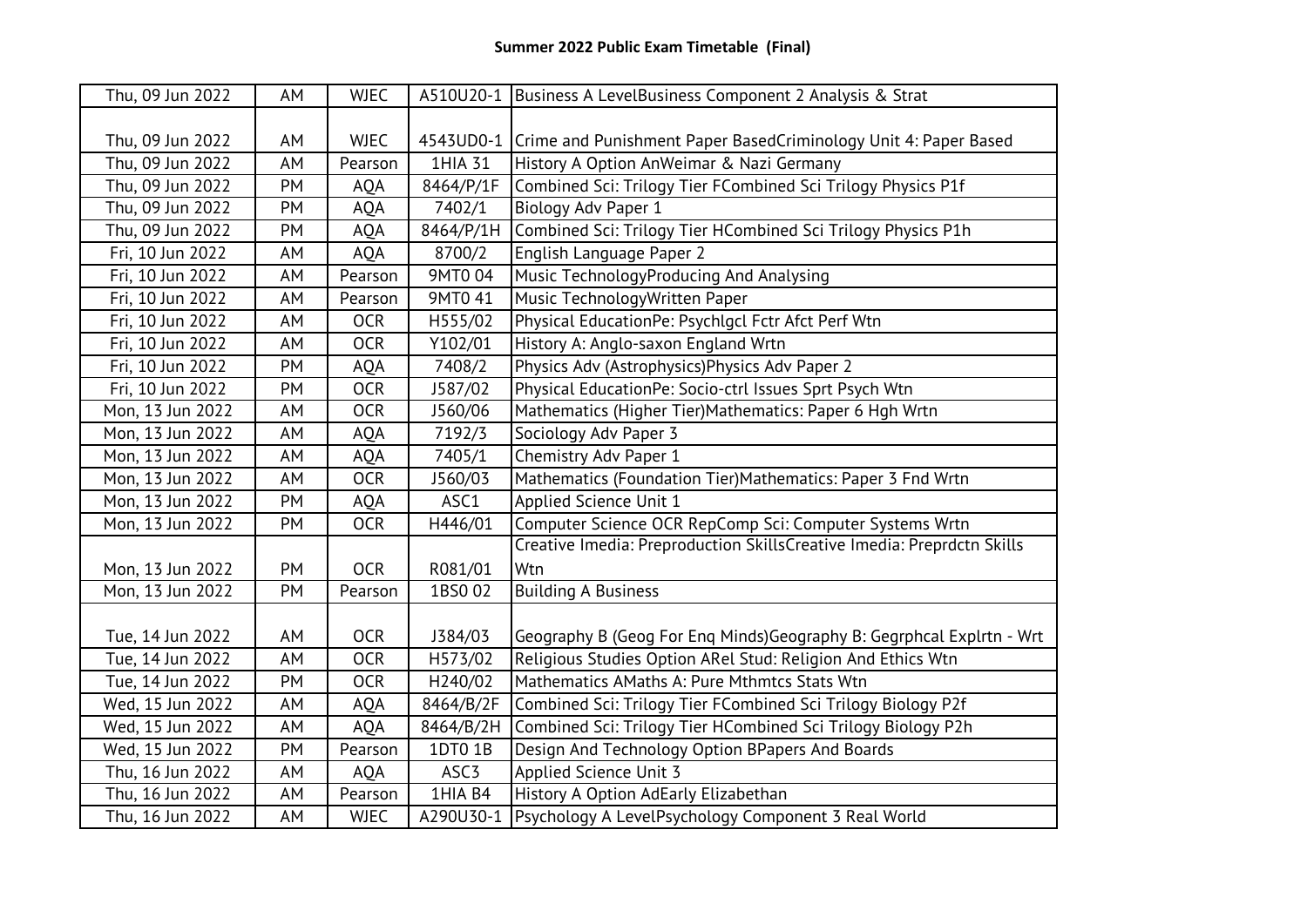**Summer 2022 Public Exam Timetable (Final)**

| | | | | |
|---|---|---|---|---|
| Thu, 09 Jun 2022 | AM | WJEC | A510U20-1 | Business A LevelBusiness Component 2 Analysis & Strat |
| Thu, 09 Jun 2022 | AM | WJEC | 4543UD0-1 | Crime and Punishment Paper BasedCriminology Unit 4: Paper Based |
| Thu, 09 Jun 2022 | AM | Pearson | 1HIA 31 | History A Option AnWeimar & Nazi Germany |
| Thu, 09 Jun 2022 | PM | AQA | 8464/P/1F | Combined Sci: Trilogy Tier FCombined Sci Trilogy Physics P1f |
| Thu, 09 Jun 2022 | PM | AQA | 7402/1 | Biology Adv Paper 1 |
| Thu, 09 Jun 2022 | PM | AQA | 8464/P/1H | Combined Sci: Trilogy Tier HCombined Sci Trilogy Physics P1h |
| Fri, 10 Jun 2022 | AM | AQA | 8700/2 | English Language Paper 2 |
| Fri, 10 Jun 2022 | AM | Pearson | 9MT0 04 | Music TechnologyProducing And Analysing |
| Fri, 10 Jun 2022 | AM | Pearson | 9MT0 41 | Music TechnologyWritten Paper |
| Fri, 10 Jun 2022 | AM | OCR | H555/02 | Physical EducationPe: Psychlgcl Fctr Afct Perf Wtn |
| Fri, 10 Jun 2022 | AM | OCR | Y102/01 | History A: Anglo-saxon England Wrtn |
| Fri, 10 Jun 2022 | PM | AQA | 7408/2 | Physics Adv (Astrophysics)Physics Adv Paper 2 |
| Fri, 10 Jun 2022 | PM | OCR | J587/02 | Physical EducationPe: Socio-ctrl Issues Sprt Psych Wtn |
| Mon, 13 Jun 2022 | AM | OCR | J560/06 | Mathematics (Higher Tier)Mathematics: Paper 6 Hgh Wrtn |
| Mon, 13 Jun 2022 | AM | AQA | 7192/3 | Sociology Adv Paper 3 |
| Mon, 13 Jun 2022 | AM | AQA | 7405/1 | Chemistry Adv Paper 1 |
| Mon, 13 Jun 2022 | AM | OCR | J560/03 | Mathematics (Foundation Tier)Mathematics: Paper 3 Fnd Wrtn |
| Mon, 13 Jun 2022 | PM | AQA | ASC1 | Applied Science Unit 1 |
| Mon, 13 Jun 2022 | PM | OCR | H446/01 | Computer Science OCR RepComp Sci: Computer Systems Wrtn |
| Mon, 13 Jun 2022 | PM | OCR | R081/01 | Creative Imedia: Preproduction SkillsCreative Imedia: Preprdctn Skills Wtn |
| Mon, 13 Jun 2022 | PM | Pearson | 1BS0 02 | Building A Business |
| Tue, 14 Jun 2022 | AM | OCR | J384/03 | Geography B (Geog For Enq Minds)Geography B: Gegrphcal Explrtn - Wrt |
| Tue, 14 Jun 2022 | AM | OCR | H573/02 | Religious Studies Option ARel Stud: Religion And Ethics Wtn |
| Tue, 14 Jun 2022 | PM | OCR | H240/02 | Mathematics AMaths A: Pure Mthmtcs Stats Wtn |
| Wed, 15 Jun 2022 | AM | AQA | 8464/B/2F | Combined Sci: Trilogy Tier FCombined Sci Trilogy Biology P2f |
| Wed, 15 Jun 2022 | AM | AQA | 8464/B/2H | Combined Sci: Trilogy Tier HCombined Sci Trilogy Biology P2h |
| Wed, 15 Jun 2022 | PM | Pearson | 1DT0 1B | Design And Technology Option BPapers And Boards |
| Thu, 16 Jun 2022 | AM | AQA | ASC3 | Applied Science Unit 3 |
| Thu, 16 Jun 2022 | AM | Pearson | 1HIA B4 | History A Option AdEarly Elizabethan |
| Thu, 16 Jun 2022 | AM | WJEC | A290U30-1 | Psychology A LevelPsychology Component 3 Real World |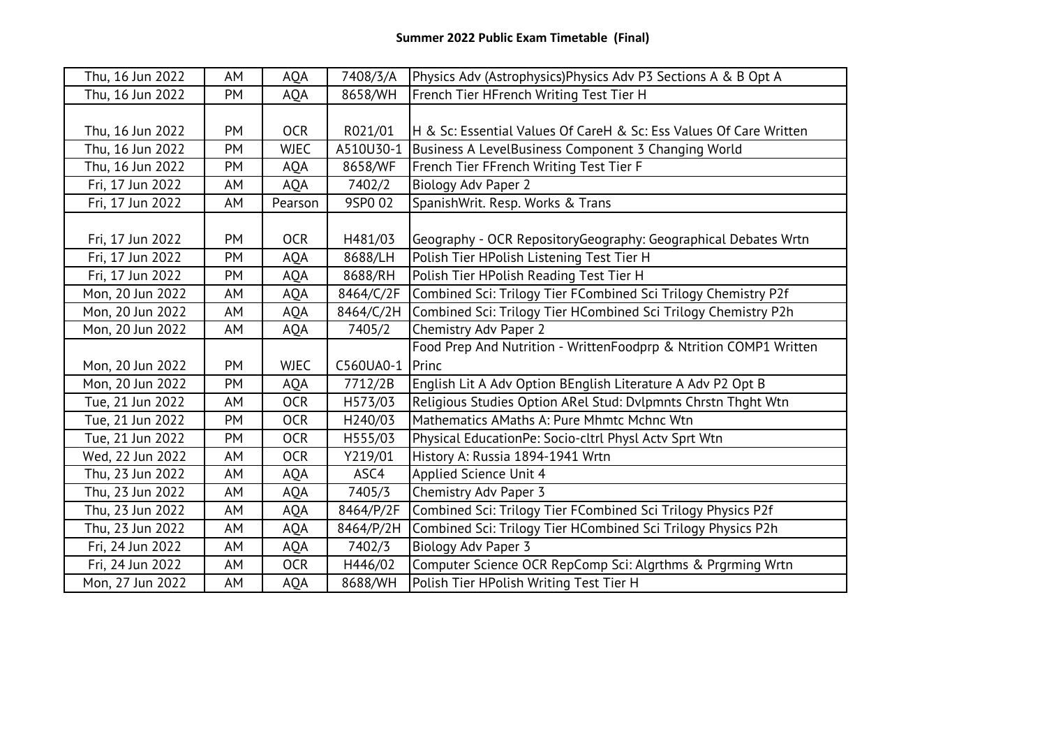**Summer 2022 Public Exam Timetable (Final)**

| | | | | |
|---|---|---|---|---|
| Thu, 16 Jun 2022 | AM | AQA | 7408/3/A | Physics Adv (Astrophysics)Physics Adv P3 Sections A & B Opt A |
| Thu, 16 Jun 2022 | PM | AQA | 8658/WH | French Tier HFrench Writing Test Tier H |
| Thu, 16 Jun 2022 | PM | OCR | R021/01 | H & Sc: Essential Values Of CareH & Sc: Ess Values Of Care Written |
| Thu, 16 Jun 2022 | PM | WJEC | A510U30-1 | Business A LevelBusiness Component 3 Changing World |
| Thu, 16 Jun 2022 | PM | AQA | 8658/WF | French Tier FFrench Writing Test Tier F |
| Fri, 17 Jun 2022 | AM | AQA | 7402/2 | Biology Adv Paper 2 |
| Fri, 17 Jun 2022 | AM | Pearson | 9SP0 02 | SpanishWrit. Resp. Works & Trans |
| Fri, 17 Jun 2022 | PM | OCR | H481/03 | Geography - OCR RepositoryGeography: Geographical Debates Wrtn |
| Fri, 17 Jun 2022 | PM | AQA | 8688/LH | Polish Tier HPolish Listening Test Tier H |
| Fri, 17 Jun 2022 | PM | AQA | 8688/RH | Polish Tier HPolish Reading Test Tier H |
| Mon, 20 Jun 2022 | AM | AQA | 8464/C/2F | Combined Sci: Trilogy Tier FCombined Sci Trilogy Chemistry P2f |
| Mon, 20 Jun 2022 | AM | AQA | 8464/C/2H | Combined Sci: Trilogy Tier HCombined Sci Trilogy Chemistry P2h |
| Mon, 20 Jun 2022 | AM | AQA | 7405/2 | Chemistry Adv Paper 2 |
| Mon, 20 Jun 2022 | PM | WJEC | C560UA0-1 | Food Prep And Nutrition - WrittenFoodprp & Ntrition COMP1 Written Princ |
| Mon, 20 Jun 2022 | PM | AQA | 7712/2B | English Lit A Adv Option BEnglish Literature A Adv P2 Opt B |
| Tue, 21 Jun 2022 | AM | OCR | H573/03 | Religious Studies Option ARel Stud: Dvlpmnts Chrstn Thght Wtn |
| Tue, 21 Jun 2022 | PM | OCR | H240/03 | Mathematics AMaths A: Pure Mhmtc Mchnc Wtn |
| Tue, 21 Jun 2022 | PM | OCR | H555/03 | Physical EducationPe: Socio-cltrl Physl Actv Sprt Wtn |
| Wed, 22 Jun 2022 | AM | OCR | Y219/01 | History A: Russia 1894-1941 Wrtn |
| Thu, 23 Jun 2022 | AM | AQA | ASC4 | Applied Science Unit 4 |
| Thu, 23 Jun 2022 | AM | AQA | 7405/3 | Chemistry Adv Paper 3 |
| Thu, 23 Jun 2022 | AM | AQA | 8464/P/2F | Combined Sci: Trilogy Tier FCombined Sci Trilogy Physics P2f |
| Thu, 23 Jun 2022 | AM | AQA | 8464/P/2H | Combined Sci: Trilogy Tier HCombined Sci Trilogy Physics P2h |
| Fri, 24 Jun 2022 | AM | AQA | 7402/3 | Biology Adv Paper 3 |
| Fri, 24 Jun 2022 | AM | OCR | H446/02 | Computer Science OCR RepComp Sci: Algrthms & Prgrming Wrtn |
| Mon, 27 Jun 2022 | AM | AQA | 8688/WH | Polish Tier HPolish Writing Test Tier H |